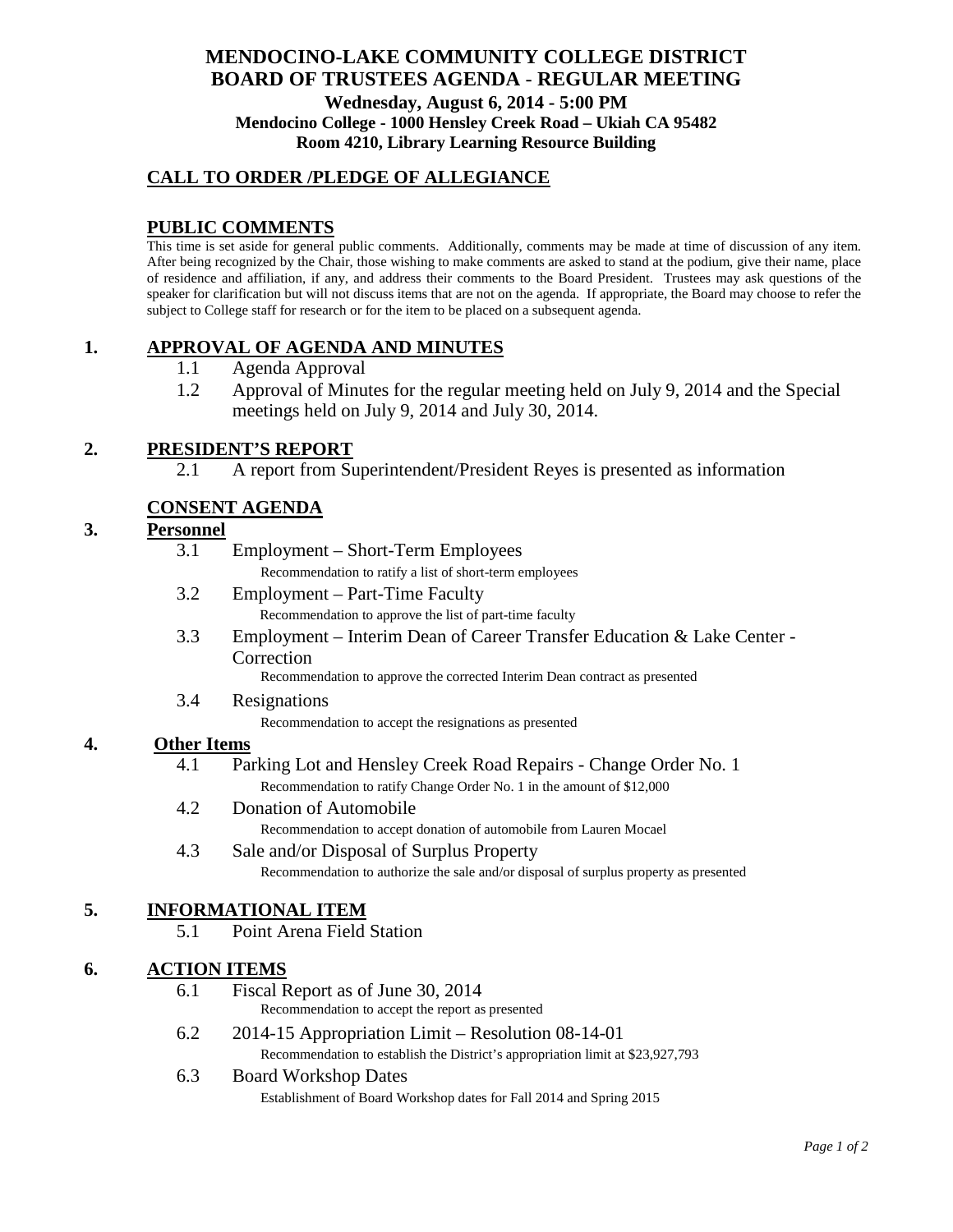# MENDOCINO-LAKE COMMUNITY COLLEGE DISTRICT
# BOARD OF TRUSTEES AGENDA - REGULAR MEETING

**Wednesday, August 6, 2014 - 5:00 PM**
**Mendocino College - 1000 Hensley Creek Road – Ukiah CA 95482**
**Room 4210, Library Learning Resource Building**

## CALL TO ORDER /PLEDGE OF ALLEGIANCE

## PUBLIC COMMENTS

This time is set aside for general public comments. Additionally, comments may be made at time of discussion of any item. After being recognized by the Chair, those wishing to make comments are asked to stand at the podium, give their name, place of residence and affiliation, if any, and address their comments to the Board President. Trustees may ask questions of the speaker for clarification but will not discuss items that are not on the agenda. If appropriate, the Board may choose to refer the subject to College staff for research or for the item to be placed on a subsequent agenda.

## 1. APPROVAL OF AGENDA AND MINUTES

1.1 Agenda Approval

1.2 Approval of Minutes for the regular meeting held on July 9, 2014 and the Special meetings held on July 9, 2014 and July 30, 2014.

## 2. PRESIDENT'S REPORT

2.1 A report from Superintendent/President Reyes is presented as information

## CONSENT AGENDA

## 3. Personnel

3.1 Employment – Short-Term Employees
Recommendation to ratify a list of short-term employees

3.2 Employment – Part-Time Faculty
Recommendation to approve the list of part-time faculty

3.3 Employment – Interim Dean of Career Transfer Education & Lake Center - Correction
Recommendation to approve the corrected Interim Dean contract as presented

3.4 Resignations
Recommendation to accept the resignations as presented

## 4. Other Items

4.1 Parking Lot and Hensley Creek Road Repairs - Change Order No. 1
Recommendation to ratify Change Order No. 1 in the amount of $12,000

4.2 Donation of Automobile
Recommendation to accept donation of automobile from Lauren Mocael

4.3 Sale and/or Disposal of Surplus Property
Recommendation to authorize the sale and/or disposal of surplus property as presented

## 5. INFORMATIONAL ITEM

5.1 Point Arena Field Station

## 6. ACTION ITEMS

6.1 Fiscal Report as of June 30, 2014
Recommendation to accept the report as presented

6.2 2014-15 Appropriation Limit – Resolution 08-14-01
Recommendation to establish the District's appropriation limit at $23,927,793

6.3 Board Workshop Dates
Establishment of Board Workshop dates for Fall 2014 and Spring 2015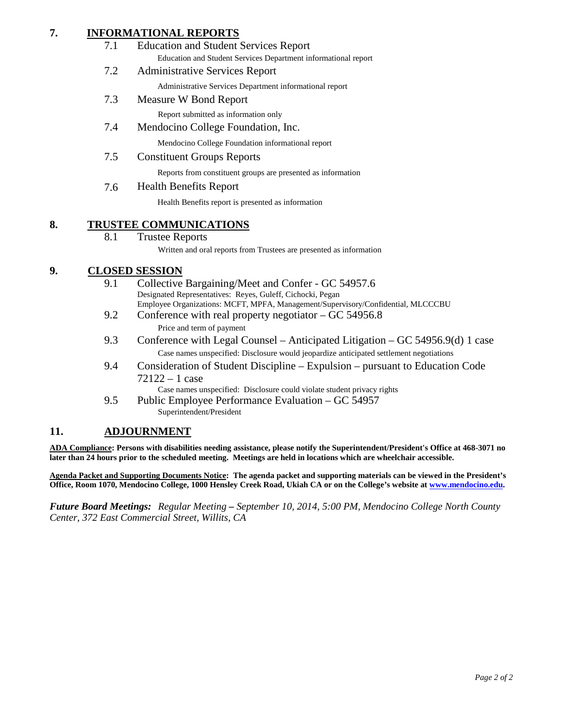## 7. INFORMATIONAL REPORTS

7.1 Education and Student Services Report

Education and Student Services Department informational report

7.2 Administrative Services Report

Administrative Services Department informational report

7.3 Measure W Bond Report

Report submitted as information only

7.4 Mendocino College Foundation, Inc.

Mendocino College Foundation informational report

7.5 Constituent Groups Reports

Reports from constituent groups are presented as information

7.6 Health Benefits Report

Health Benefits report is presented as information

## 8. TRUSTEE COMMUNICATIONS

8.1 Trustee Reports

Written and oral reports from Trustees are presented as information

## 9. CLOSED SESSION

9.1 Collective Bargaining/Meet and Confer - GC 54957.6

Designated Representatives: Reyes, Guleff, Cichocki, Pegan

Employee Organizations: MCFT, MPFA, Management/Supervisory/Confidential, MLCCCBU

9.2 Conference with real property negotiator – GC 54956.8

Price and term of payment

9.3 Conference with Legal Counsel – Anticipated Litigation – GC 54956.9(d) 1 case

Case names unspecified: Disclosure would jeopardize anticipated settlement negotiations

9.4 Consideration of Student Discipline – Expulsion – pursuant to Education Code 72122 – 1 case

Case names unspecified: Disclosure could violate student privacy rights

9.5 Public Employee Performance Evaluation – GC 54957

Superintendent/President

## 11. ADJOURNMENT

**ADA Compliance: Persons with disabilities needing assistance, please notify the Superintendent/President's Office at 468-3071 no later than 24 hours prior to the scheduled meeting. Meetings are held in locations which are wheelchair accessible.**

**Agenda Packet and Supporting Documents Notice: The agenda packet and supporting materials can be viewed in the President's Office, Room 1070, Mendocino College, 1000 Hensley Creek Road, Ukiah CA or on the College's website at www.mendocino.edu.**

***Future Board Meetings:*** *Regular Meeting – September 10, 2014, 5:00 PM, Mendocino College North County Center, 372 East Commercial Street, Willits, CA*